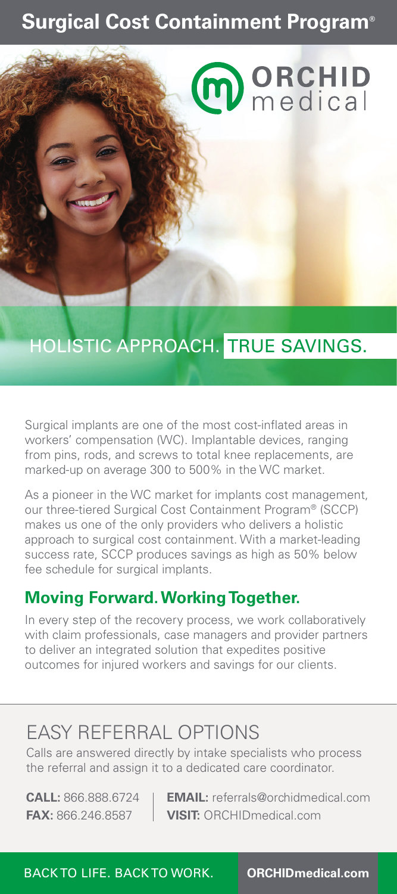# Surgical Cost Containment Program®

ORCHID medical

## HOLISTIC APPROACH. TRUE SAVINGS.

Surgical implants are one of the most cost-inflated areas in workers' compensation (WC). Implantable devices, ranging from pins, rods, and screws to total knee replacements, are marked-up on average 300 to 500% in the WC market.

As a pioneer in the WC market for implants cost management, our three-tiered Surgical Cost Containment Program® (SCCP) makes us one of the only providers who delivers a holistic approach to surgical cost containment. With a market-leading success rate, SCCP produces savings as high as 50% below fee schedule for surgical implants.

### Moving Forward. Working Together.

In every step of the recovery process, we work collaboratively with claim professionals, case managers and provider partners to deliver an integrated solution that expedites positive outcomes for injured workers and savings for our clients.

## EASY REFERRAL OPTIONS

Calls are answered directly by intake specialists who process the referral and assign it to a dedicated care coordinator.

**CALL:** 866.888.6724
**FAX:** 866.246.8587
**EMAIL:** referrals@orchidmedical.com
**VISIT:** ORCHIDmedical.com

BACK TO LIFE. BACK TO WORK. **ORCHIDmedical.com**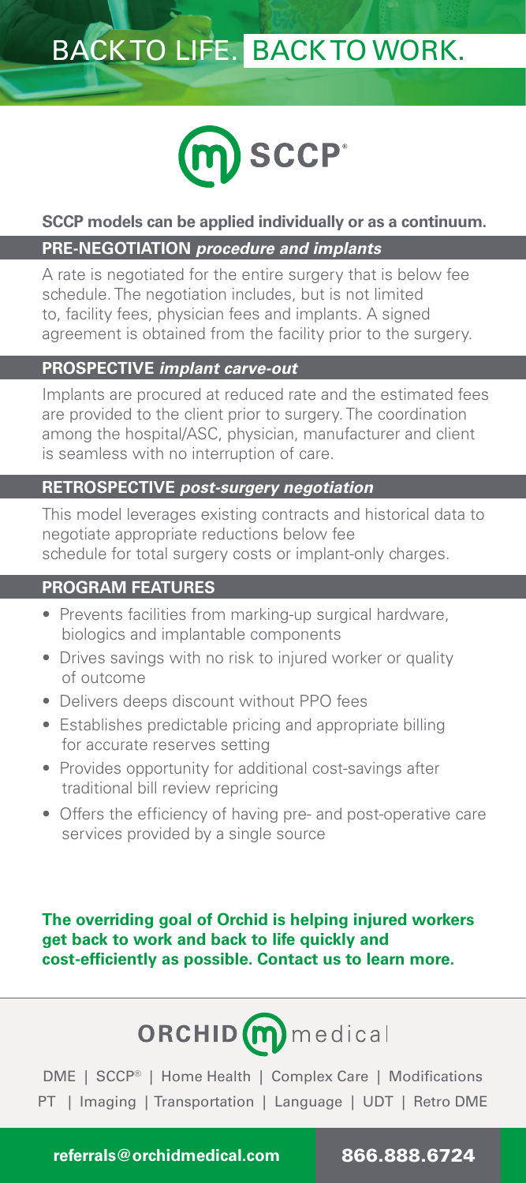# BACK TO LIFE. BACK TO WORK.

SCCP®

**SCCP models can be applied individually or as a continuum.**

## PRE-NEGOTIATION *procedure and implants*

A rate is negotiated for the entire surgery that is below fee schedule. The negotiation includes, but is not limited to, facility fees, physician fees and implants. A signed agreement is obtained from the facility prior to the surgery.

## PROSPECTIVE *implant carve-out*

Implants are procured at reduced rate and the estimated fees are provided to the client prior to surgery. The coordination among the hospital/ASC, physician, manufacturer and client is seamless with no interruption of care.

## RETROSPECTIVE *post-surgery negotiation*

This model leverages existing contracts and historical data to negotiate appropriate reductions below fee schedule for total surgery costs or implant-only charges.

## PROGRAM FEATURES

- Prevents facilities from marking-up surgical hardware, biologics and implantable components
- Drives savings with no risk to injured worker or quality of outcome
- Delivers deeps discount without PPO fees
- Establishes predictable pricing and appropriate billing for accurate reserves setting
- Provides opportunity for additional cost-savings after traditional bill review repricing
- Offers the efficiency of having pre- and post-operative care services provided by a single source

**The overriding goal of Orchid is helping injured workers get back to work and back to life quickly and cost-efficiently as possible. Contact us to learn more.**

ORCHID medical

DME | SCCP® | Home Health | Complex Care | Modifications
PT | Imaging | Transportation | Language | UDT | Retro DME

**referrals@orchidmedical.com** **866.888.6724**